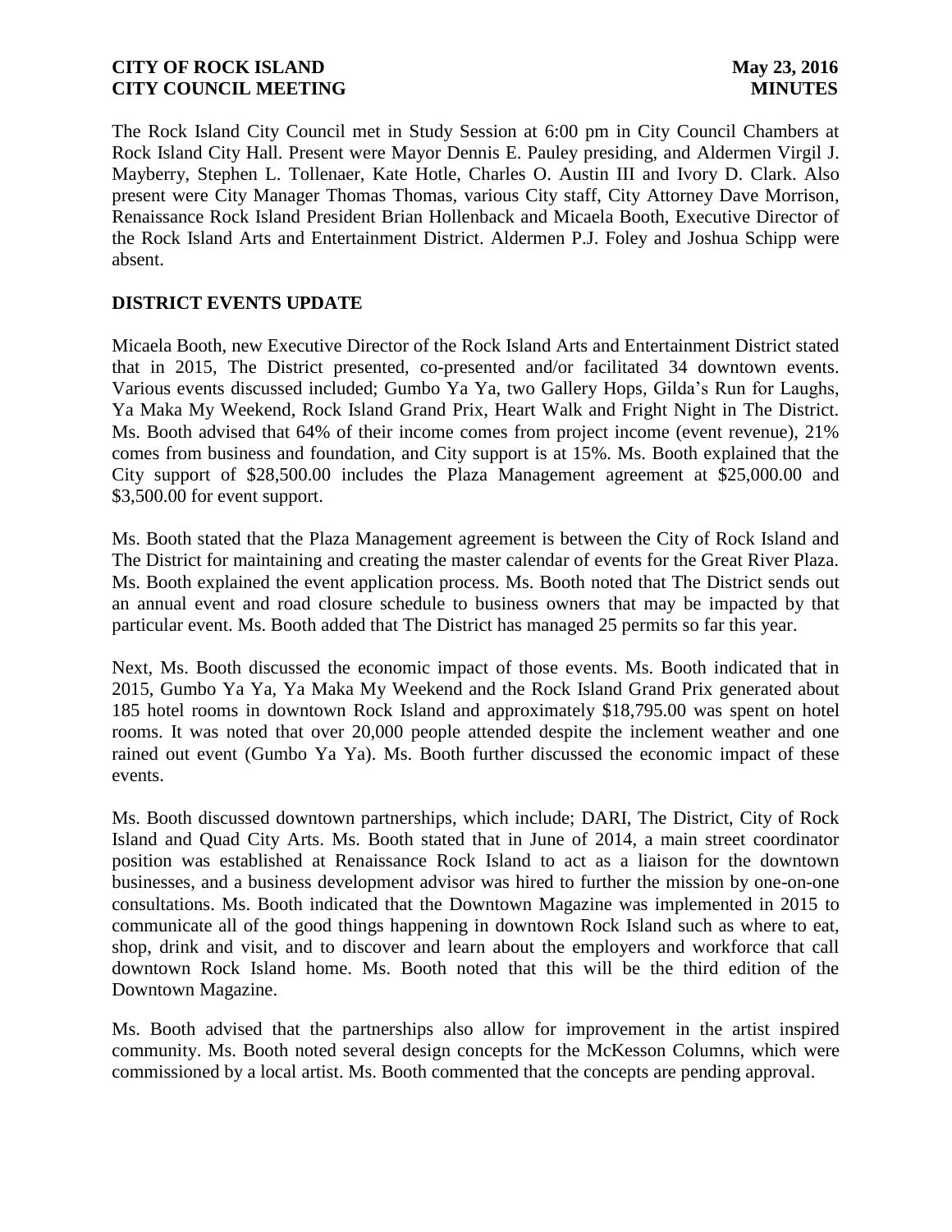The Rock Island City Council met in Study Session at 6:00 pm in City Council Chambers at Rock Island City Hall. Present were Mayor Dennis E. Pauley presiding, and Aldermen Virgil J. Mayberry, Stephen L. Tollenaer, Kate Hotle, Charles O. Austin III and Ivory D. Clark. Also present were City Manager Thomas Thomas, various City staff, City Attorney Dave Morrison, Renaissance Rock Island President Brian Hollenback and Micaela Booth, Executive Director of the Rock Island Arts and Entertainment District. Aldermen P.J. Foley and Joshua Schipp were absent.

## DISTRICT EVENTS UPDATE

Micaela Booth, new Executive Director of the Rock Island Arts and Entertainment District stated that in 2015, The District presented, co-presented and/or facilitated 34 downtown events. Various events discussed included; Gumbo Ya Ya, two Gallery Hops, Gilda's Run for Laughs, Ya Maka My Weekend, Rock Island Grand Prix, Heart Walk and Fright Night in The District. Ms. Booth advised that 64% of their income comes from project income (event revenue), 21% comes from business and foundation, and City support is at 15%. Ms. Booth explained that the City support of $28,500.00 includes the Plaza Management agreement at $25,000.00 and $3,500.00 for event support.

Ms. Booth stated that the Plaza Management agreement is between the City of Rock Island and The District for maintaining and creating the master calendar of events for the Great River Plaza. Ms. Booth explained the event application process. Ms. Booth noted that The District sends out an annual event and road closure schedule to business owners that may be impacted by that particular event. Ms. Booth added that The District has managed 25 permits so far this year.

Next, Ms. Booth discussed the economic impact of those events. Ms. Booth indicated that in 2015, Gumbo Ya Ya, Ya Maka My Weekend and the Rock Island Grand Prix generated about 185 hotel rooms in downtown Rock Island and approximately $18,795.00 was spent on hotel rooms. It was noted that over 20,000 people attended despite the inclement weather and one rained out event (Gumbo Ya Ya). Ms. Booth further discussed the economic impact of these events.

Ms. Booth discussed downtown partnerships, which include; DARI, The District, City of Rock Island and Quad City Arts. Ms. Booth stated that in June of 2014, a main street coordinator position was established at Renaissance Rock Island to act as a liaison for the downtown businesses, and a business development advisor was hired to further the mission by one-on-one consultations. Ms. Booth indicated that the Downtown Magazine was implemented in 2015 to communicate all of the good things happening in downtown Rock Island such as where to eat, shop, drink and visit, and to discover and learn about the employers and workforce that call downtown Rock Island home. Ms. Booth noted that this will be the third edition of the Downtown Magazine.

Ms. Booth advised that the partnerships also allow for improvement in the artist inspired community. Ms. Booth noted several design concepts for the McKesson Columns, which were commissioned by a local artist. Ms. Booth commented that the concepts are pending approval.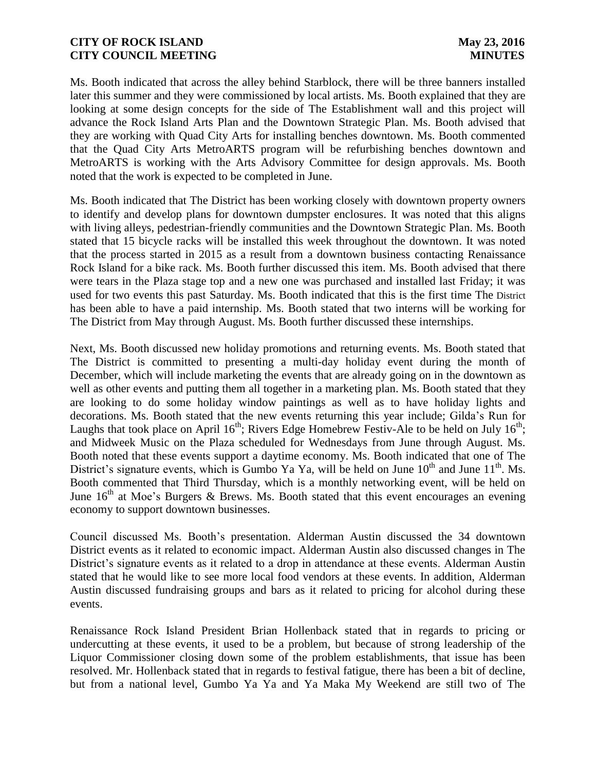Ms. Booth indicated that across the alley behind Starblock, there will be three banners installed later this summer and they were commissioned by local artists. Ms. Booth explained that they are looking at some design concepts for the side of The Establishment wall and this project will advance the Rock Island Arts Plan and the Downtown Strategic Plan. Ms. Booth advised that they are working with Quad City Arts for installing benches downtown. Ms. Booth commented that the Quad City Arts MetroARTS program will be refurbishing benches downtown and MetroARTS is working with the Arts Advisory Committee for design approvals. Ms. Booth noted that the work is expected to be completed in June.

Ms. Booth indicated that The District has been working closely with downtown property owners to identify and develop plans for downtown dumpster enclosures. It was noted that this aligns with living alleys, pedestrian-friendly communities and the Downtown Strategic Plan. Ms. Booth stated that 15 bicycle racks will be installed this week throughout the downtown. It was noted that the process started in 2015 as a result from a downtown business contacting Renaissance Rock Island for a bike rack. Ms. Booth further discussed this item. Ms. Booth advised that there were tears in the Plaza stage top and a new one was purchased and installed last Friday; it was used for two events this past Saturday. Ms. Booth indicated that this is the first time The District has been able to have a paid internship. Ms. Booth stated that two interns will be working for The District from May through August. Ms. Booth further discussed these internships.

Next, Ms. Booth discussed new holiday promotions and returning events. Ms. Booth stated that The District is committed to presenting a multi-day holiday event during the month of December, which will include marketing the events that are already going on in the downtown as well as other events and putting them all together in a marketing plan. Ms. Booth stated that they are looking to do some holiday window paintings as well as to have holiday lights and decorations. Ms. Booth stated that the new events returning this year include; Gilda's Run for Laughs that took place on April 16th; Rivers Edge Homebrew Festiv-Ale to be held on July 16th; and Midweek Music on the Plaza scheduled for Wednesdays from June through August. Ms. Booth noted that these events support a daytime economy. Ms. Booth indicated that one of The District's signature events, which is Gumbo Ya Ya, will be held on June 10th and June 11th. Ms. Booth commented that Third Thursday, which is a monthly networking event, will be held on June 16th at Moe's Burgers & Brews. Ms. Booth stated that this event encourages an evening economy to support downtown businesses.

Council discussed Ms. Booth's presentation. Alderman Austin discussed the 34 downtown District events as it related to economic impact. Alderman Austin also discussed changes in The District's signature events as it related to a drop in attendance at these events. Alderman Austin stated that he would like to see more local food vendors at these events. In addition, Alderman Austin discussed fundraising groups and bars as it related to pricing for alcohol during these events.

Renaissance Rock Island President Brian Hollenback stated that in regards to pricing or undercutting at these events, it used to be a problem, but because of strong leadership of the Liquor Commissioner closing down some of the problem establishments, that issue has been resolved. Mr. Hollenback stated that in regards to festival fatigue, there has been a bit of decline, but from a national level, Gumbo Ya Ya and Ya Maka My Weekend are still two of The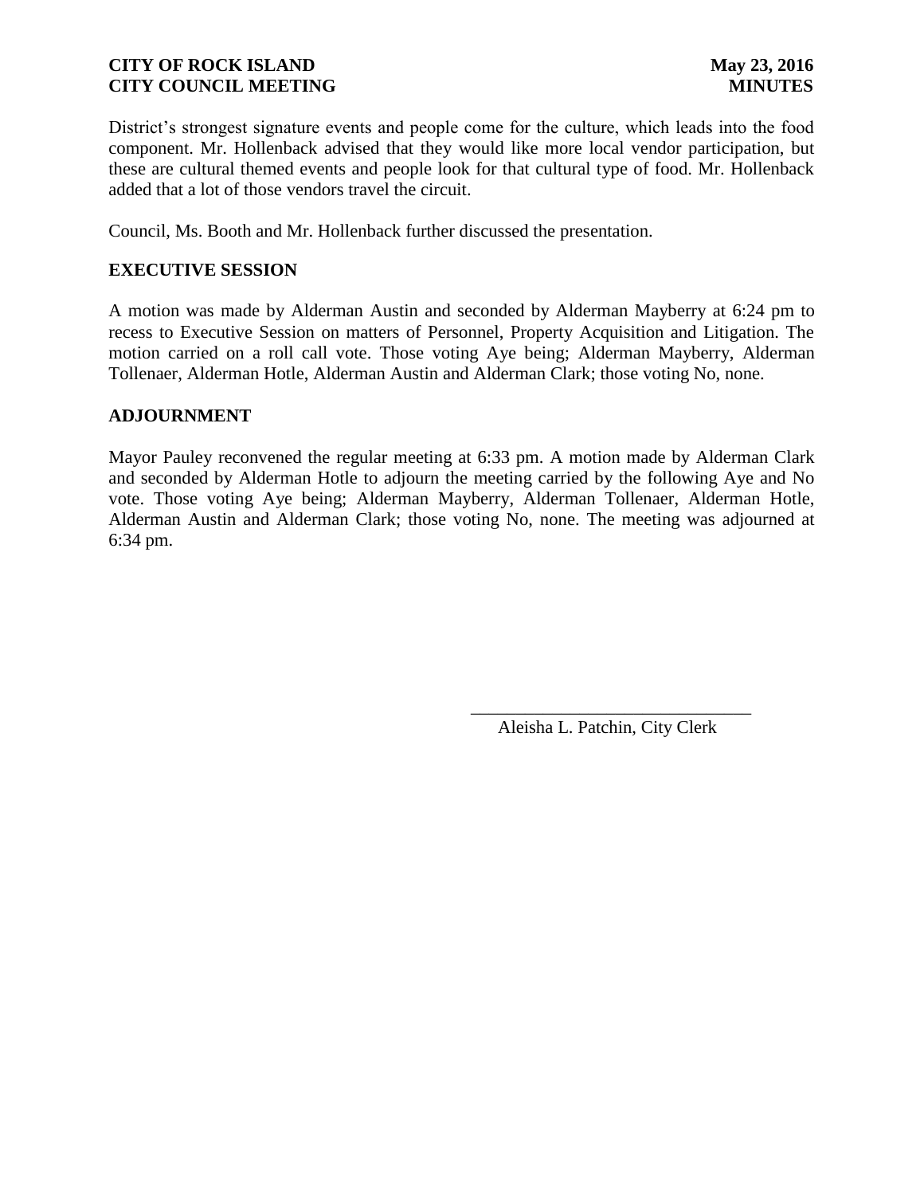District's strongest signature events and people come for the culture, which leads into the food component. Mr. Hollenback advised that they would like more local vendor participation, but these are cultural themed events and people look for that cultural type of food. Mr. Hollenback added that a lot of those vendors travel the circuit.

Council, Ms. Booth and Mr. Hollenback further discussed the presentation.

**EXECUTIVE SESSION**

A motion was made by Alderman Austin and seconded by Alderman Mayberry at 6:24 pm to recess to Executive Session on matters of Personnel, Property Acquisition and Litigation. The motion carried on a roll call vote. Those voting Aye being; Alderman Mayberry, Alderman Tollenaer, Alderman Hotle, Alderman Austin and Alderman Clark; those voting No, none.

**ADJOURNMENT**

Mayor Pauley reconvened the regular meeting at 6:33 pm. A motion made by Alderman Clark and seconded by Alderman Hotle to adjourn the meeting carried by the following Aye and No vote. Those voting Aye being; Alderman Mayberry, Alderman Tollenaer, Alderman Hotle, Alderman Austin and Alderman Clark; those voting No, none. The meeting was adjourned at 6:34 pm.

\_\_\_\_\_\_\_\_\_\_\_\_\_\_\_\_\_\_\_\_\_\_\_\_\_\_\_\_\_\_\_\_

Aleisha L. Patchin, City Clerk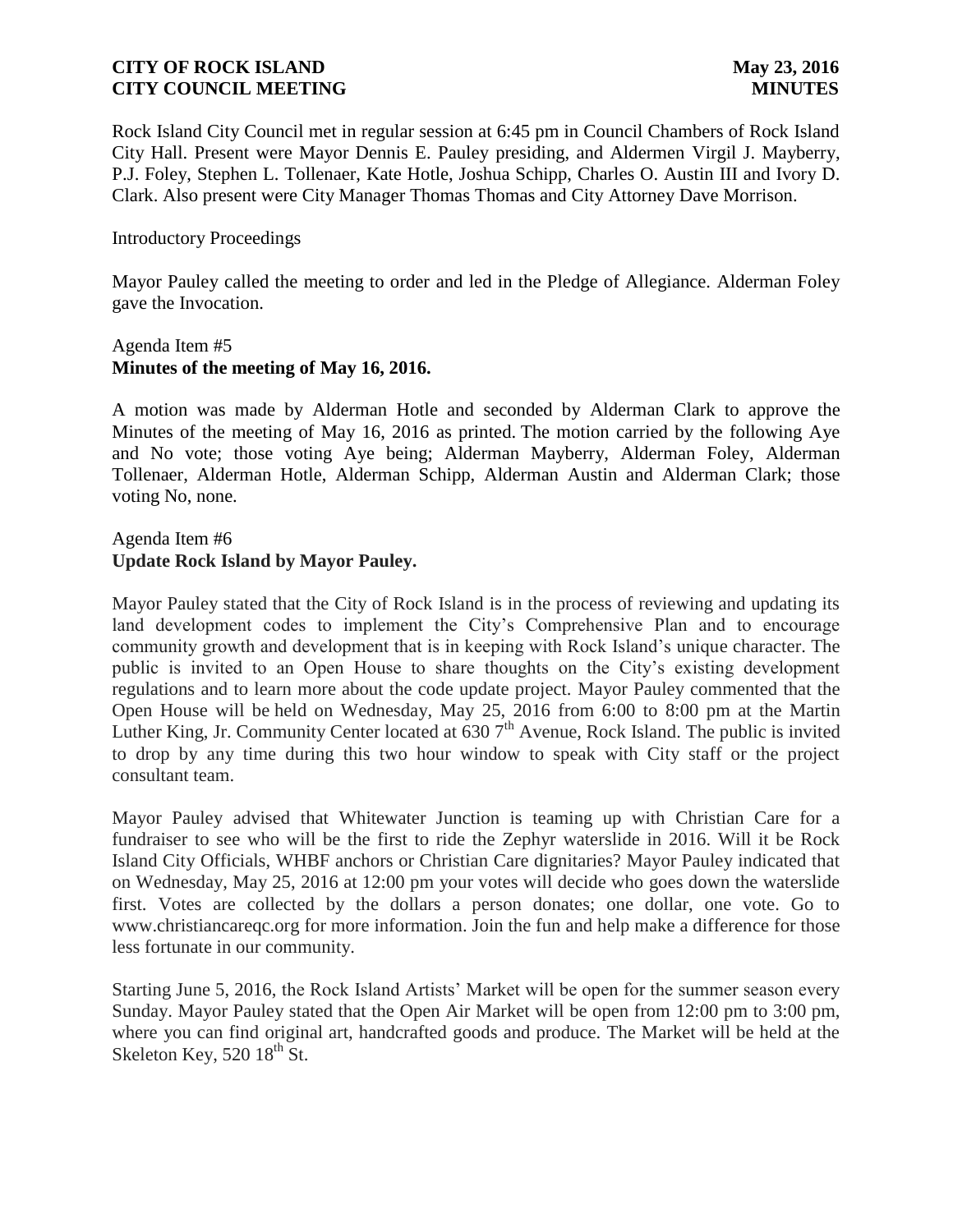Rock Island City Council met in regular session at 6:45 pm in Council Chambers of Rock Island City Hall. Present were Mayor Dennis E. Pauley presiding, and Aldermen Virgil J. Mayberry, P.J. Foley, Stephen L. Tollenaer, Kate Hotle, Joshua Schipp, Charles O. Austin III and Ivory D. Clark. Also present were City Manager Thomas Thomas and City Attorney Dave Morrison.

Introductory Proceedings

Mayor Pauley called the meeting to order and led in the Pledge of Allegiance. Alderman Foley gave the Invocation.

Agenda Item #5
**Minutes of the meeting of May 16, 2016.**

A motion was made by Alderman Hotle and seconded by Alderman Clark to approve the Minutes of the meeting of May 16, 2016 as printed. The motion carried by the following Aye and No vote; those voting Aye being; Alderman Mayberry, Alderman Foley, Alderman Tollenaer, Alderman Hotle, Alderman Schipp, Alderman Austin and Alderman Clark; those voting No, none.

Agenda Item #6
**Update Rock Island by Mayor Pauley.**

Mayor Pauley stated that the City of Rock Island is in the process of reviewing and updating its land development codes to implement the City's Comprehensive Plan and to encourage community growth and development that is in keeping with Rock Island's unique character. The public is invited to an Open House to share thoughts on the City's existing development regulations and to learn more about the code update project. Mayor Pauley commented that the Open House will be held on Wednesday, May 25, 2016 from 6:00 to 8:00 pm at the Martin Luther King, Jr. Community Center located at 630 7th Avenue, Rock Island. The public is invited to drop by any time during this two hour window to speak with City staff or the project consultant team.

Mayor Pauley advised that Whitewater Junction is teaming up with Christian Care for a fundraiser to see who will be the first to ride the Zephyr waterslide in 2016. Will it be Rock Island City Officials, WHBF anchors or Christian Care dignitaries? Mayor Pauley indicated that on Wednesday, May 25, 2016 at 12:00 pm your votes will decide who goes down the waterslide first. Votes are collected by the dollars a person donates; one dollar, one vote. Go to www.christiancareqc.org for more information. Join the fun and help make a difference for those less fortunate in our community.

Starting June 5, 2016, the Rock Island Artists' Market will be open for the summer season every Sunday. Mayor Pauley stated that the Open Air Market will be open from 12:00 pm to 3:00 pm, where you can find original art, handcrafted goods and produce. The Market will be held at the Skeleton Key, 520 18th St.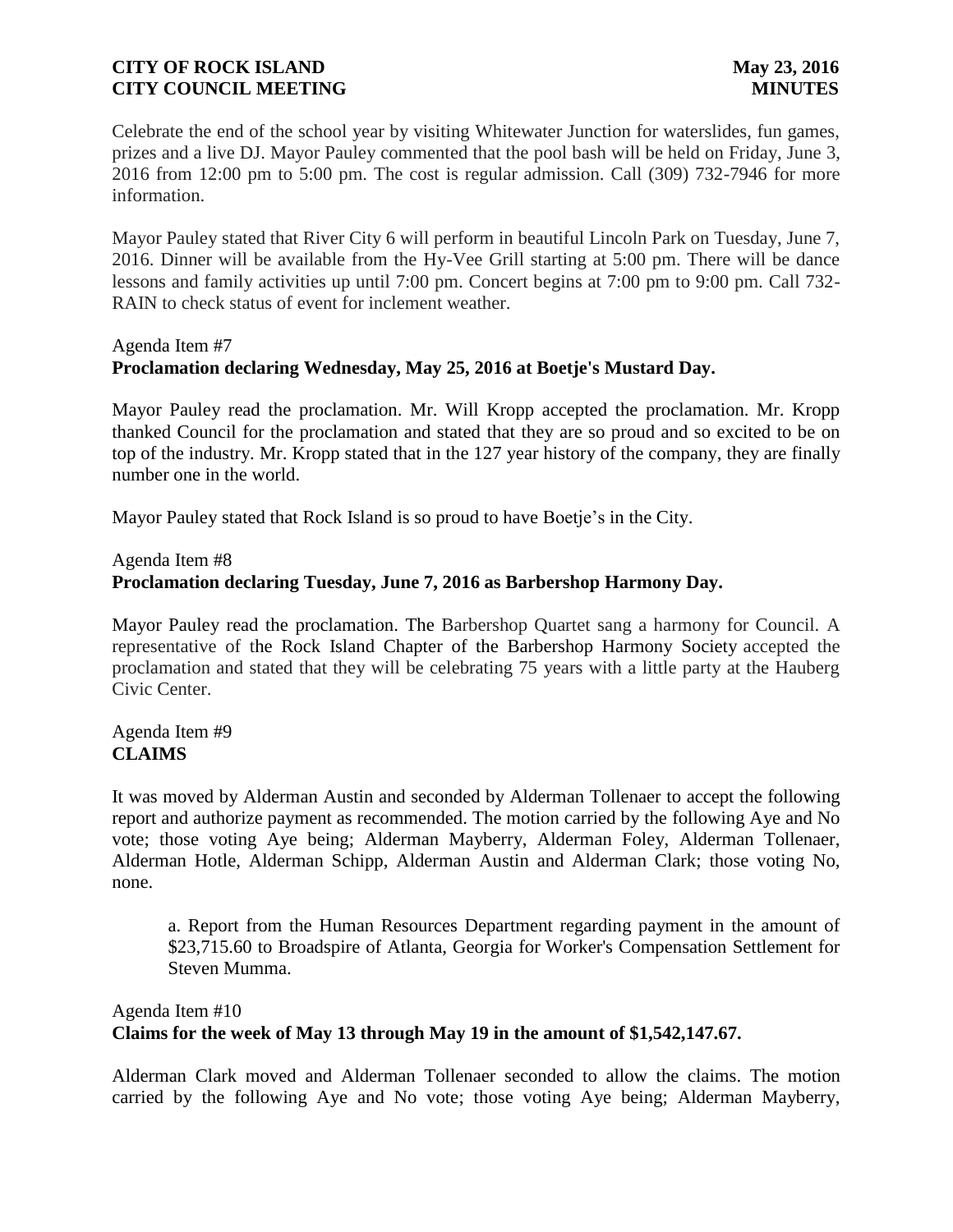Celebrate the end of the school year by visiting Whitewater Junction for waterslides, fun games, prizes and a live DJ. Mayor Pauley commented that the pool bash will be held on Friday, June 3, 2016 from 12:00 pm to 5:00 pm. The cost is regular admission. Call (309) 732-7946 for more information.

Mayor Pauley stated that River City 6 will perform in beautiful Lincoln Park on Tuesday, June 7, 2016. Dinner will be available from the Hy-Vee Grill starting at 5:00 pm. There will be dance lessons and family activities up until 7:00 pm. Concert begins at 7:00 pm to 9:00 pm. Call 732-RAIN to check status of event for inclement weather.

Agenda Item #7
**Proclamation declaring Wednesday, May 25, 2016 at Boetje's Mustard Day.**

Mayor Pauley read the proclamation. Mr. Will Kropp accepted the proclamation. Mr. Kropp thanked Council for the proclamation and stated that they are so proud and so excited to be on top of the industry. Mr. Kropp stated that in the 127 year history of the company, they are finally number one in the world.

Mayor Pauley stated that Rock Island is so proud to have Boetje's in the City.

Agenda Item #8
**Proclamation declaring Tuesday, June 7, 2016 as Barbershop Harmony Day.**

Mayor Pauley read the proclamation. The Barbershop Quartet sang a harmony for Council. A representative of the Rock Island Chapter of the Barbershop Harmony Society accepted the proclamation and stated that they will be celebrating 75 years with a little party at the Hauberg Civic Center.

Agenda Item #9
**CLAIMS**

It was moved by Alderman Austin and seconded by Alderman Tollenaer to accept the following report and authorize payment as recommended. The motion carried by the following Aye and No vote; those voting Aye being; Alderman Mayberry, Alderman Foley, Alderman Tollenaer, Alderman Hotle, Alderman Schipp, Alderman Austin and Alderman Clark; those voting No, none.

a. Report from the Human Resources Department regarding payment in the amount of \$23,715.60 to Broadspire of Atlanta, Georgia for Worker's Compensation Settlement for Steven Mumma.

Agenda Item #10
**Claims for the week of May 13 through May 19 in the amount of \$1,542,147.67.**

Alderman Clark moved and Alderman Tollenaer seconded to allow the claims. The motion carried by the following Aye and No vote; those voting Aye being; Alderman Mayberry,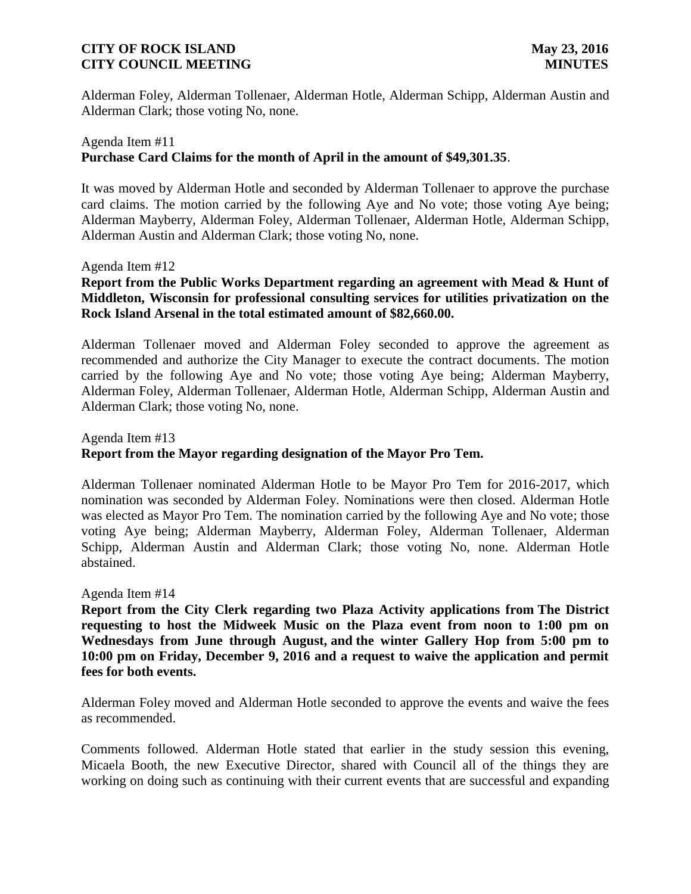Alderman Foley, Alderman Tollenaer, Alderman Hotle, Alderman Schipp, Alderman Austin and Alderman Clark; those voting No, none.

Agenda Item #11
**Purchase Card Claims for the month of April in the amount of $49,301.35**.

It was moved by Alderman Hotle and seconded by Alderman Tollenaer to approve the purchase card claims. The motion carried by the following Aye and No vote; those voting Aye being; Alderman Mayberry, Alderman Foley, Alderman Tollenaer, Alderman Hotle, Alderman Schipp, Alderman Austin and Alderman Clark; those voting No, none.

Agenda Item #12
**Report from the Public Works Department regarding an agreement with Mead & Hunt of Middleton, Wisconsin for professional consulting services for utilities privatization on the Rock Island Arsenal in the total estimated amount of $82,660.00.**

Alderman Tollenaer moved and Alderman Foley seconded to approve the agreement as recommended and authorize the City Manager to execute the contract documents. The motion carried by the following Aye and No vote; those voting Aye being; Alderman Mayberry, Alderman Foley, Alderman Tollenaer, Alderman Hotle, Alderman Schipp, Alderman Austin and Alderman Clark; those voting No, none.

Agenda Item #13
**Report from the Mayor regarding designation of the Mayor Pro Tem.**

Alderman Tollenaer nominated Alderman Hotle to be Mayor Pro Tem for 2016-2017, which nomination was seconded by Alderman Foley. Nominations were then closed. Alderman Hotle was elected as Mayor Pro Tem. The nomination carried by the following Aye and No vote; those voting Aye being; Alderman Mayberry, Alderman Foley, Alderman Tollenaer, Alderman Schipp, Alderman Austin and Alderman Clark; those voting No, none. Alderman Hotle abstained.

Agenda Item #14
**Report from the City Clerk regarding two Plaza Activity applications from The District requesting to host the Midweek Music on the Plaza event from noon to 1:00 pm on Wednesdays from June through August, and the winter Gallery Hop from 5:00 pm to 10:00 pm on Friday, December 9, 2016 and a request to waive the application and permit fees for both events.**

Alderman Foley moved and Alderman Hotle seconded to approve the events and waive the fees as recommended.

Comments followed. Alderman Hotle stated that earlier in the study session this evening, Micaela Booth, the new Executive Director, shared with Council all of the things they are working on doing such as continuing with their current events that are successful and expanding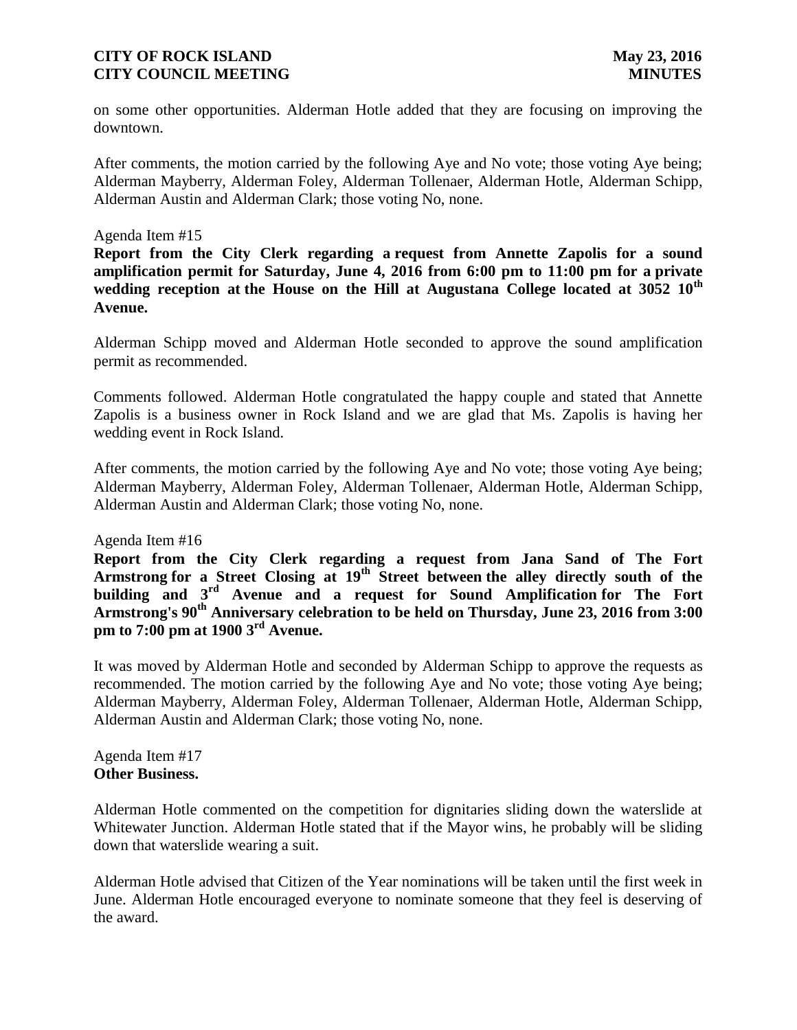on some other opportunities. Alderman Hotle added that they are focusing on improving the downtown.

After comments, the motion carried by the following Aye and No vote; those voting Aye being; Alderman Mayberry, Alderman Foley, Alderman Tollenaer, Alderman Hotle, Alderman Schipp, Alderman Austin and Alderman Clark; those voting No, none.

Agenda Item #15

**Report from the City Clerk regarding a request from Annette Zapolis for a sound amplification permit for Saturday, June 4, 2016 from 6:00 pm to 11:00 pm for a private wedding reception at the House on the Hill at Augustana College located at 3052 10th Avenue.**

Alderman Schipp moved and Alderman Hotle seconded to approve the sound amplification permit as recommended.

Comments followed. Alderman Hotle congratulated the happy couple and stated that Annette Zapolis is a business owner in Rock Island and we are glad that Ms. Zapolis is having her wedding event in Rock Island.

After comments, the motion carried by the following Aye and No vote; those voting Aye being; Alderman Mayberry, Alderman Foley, Alderman Tollenaer, Alderman Hotle, Alderman Schipp, Alderman Austin and Alderman Clark; those voting No, none.

Agenda Item #16

**Report from the City Clerk regarding a request from Jana Sand of The Fort Armstrong for a Street Closing at 19th Street between the alley directly south of the building and 3rd Avenue and a request for Sound Amplification for The Fort Armstrong's 90th Anniversary celebration to be held on Thursday, June 23, 2016 from 3:00 pm to 7:00 pm at 1900 3rd Avenue.**

It was moved by Alderman Hotle and seconded by Alderman Schipp to approve the requests as recommended. The motion carried by the following Aye and No vote; those voting Aye being; Alderman Mayberry, Alderman Foley, Alderman Tollenaer, Alderman Hotle, Alderman Schipp, Alderman Austin and Alderman Clark; those voting No, none.

Agenda Item #17

**Other Business.**

Alderman Hotle commented on the competition for dignitaries sliding down the waterslide at Whitewater Junction. Alderman Hotle stated that if the Mayor wins, he probably will be sliding down that waterslide wearing a suit.

Alderman Hotle advised that Citizen of the Year nominations will be taken until the first week in June. Alderman Hotle encouraged everyone to nominate someone that they feel is deserving of the award.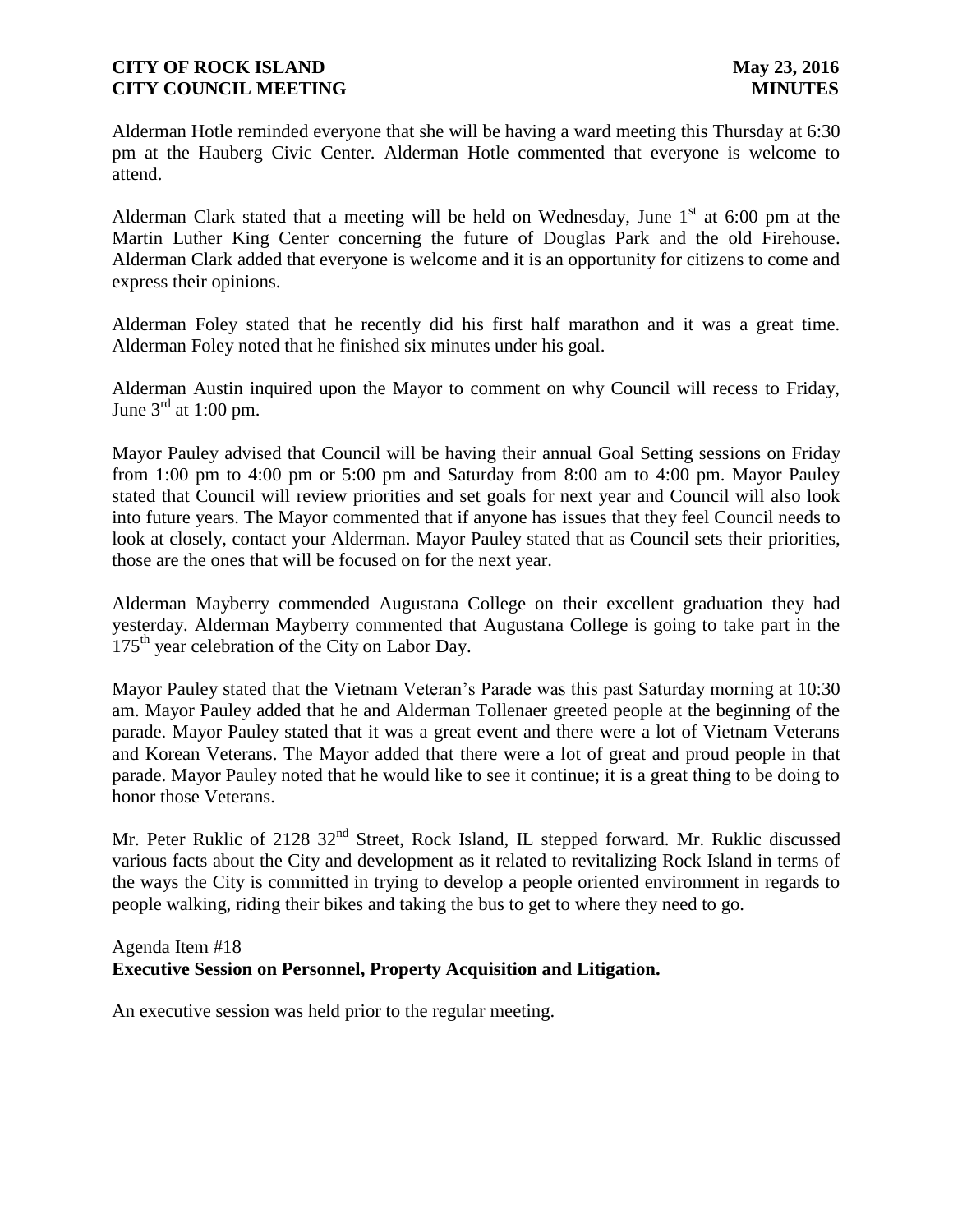Alderman Hotle reminded everyone that she will be having a ward meeting this Thursday at 6:30 pm at the Hauberg Civic Center. Alderman Hotle commented that everyone is welcome to attend.

Alderman Clark stated that a meeting will be held on Wednesday, June 1st at 6:00 pm at the Martin Luther King Center concerning the future of Douglas Park and the old Firehouse. Alderman Clark added that everyone is welcome and it is an opportunity for citizens to come and express their opinions.

Alderman Foley stated that he recently did his first half marathon and it was a great time. Alderman Foley noted that he finished six minutes under his goal.

Alderman Austin inquired upon the Mayor to comment on why Council will recess to Friday, June 3rd at 1:00 pm.

Mayor Pauley advised that Council will be having their annual Goal Setting sessions on Friday from 1:00 pm to 4:00 pm or 5:00 pm and Saturday from 8:00 am to 4:00 pm. Mayor Pauley stated that Council will review priorities and set goals for next year and Council will also look into future years. The Mayor commented that if anyone has issues that they feel Council needs to look at closely, contact your Alderman. Mayor Pauley stated that as Council sets their priorities, those are the ones that will be focused on for the next year.

Alderman Mayberry commended Augustana College on their excellent graduation they had yesterday. Alderman Mayberry commented that Augustana College is going to take part in the 175th year celebration of the City on Labor Day.

Mayor Pauley stated that the Vietnam Veteran's Parade was this past Saturday morning at 10:30 am. Mayor Pauley added that he and Alderman Tollenaer greeted people at the beginning of the parade. Mayor Pauley stated that it was a great event and there were a lot of Vietnam Veterans and Korean Veterans. The Mayor added that there were a lot of great and proud people in that parade. Mayor Pauley noted that he would like to see it continue; it is a great thing to be doing to honor those Veterans.

Mr. Peter Ruklic of 2128 32nd Street, Rock Island, IL stepped forward. Mr. Ruklic discussed various facts about the City and development as it related to revitalizing Rock Island in terms of the ways the City is committed in trying to develop a people oriented environment in regards to people walking, riding their bikes and taking the bus to get to where they need to go.

Agenda Item #18
**Executive Session on Personnel, Property Acquisition and Litigation.**

An executive session was held prior to the regular meeting.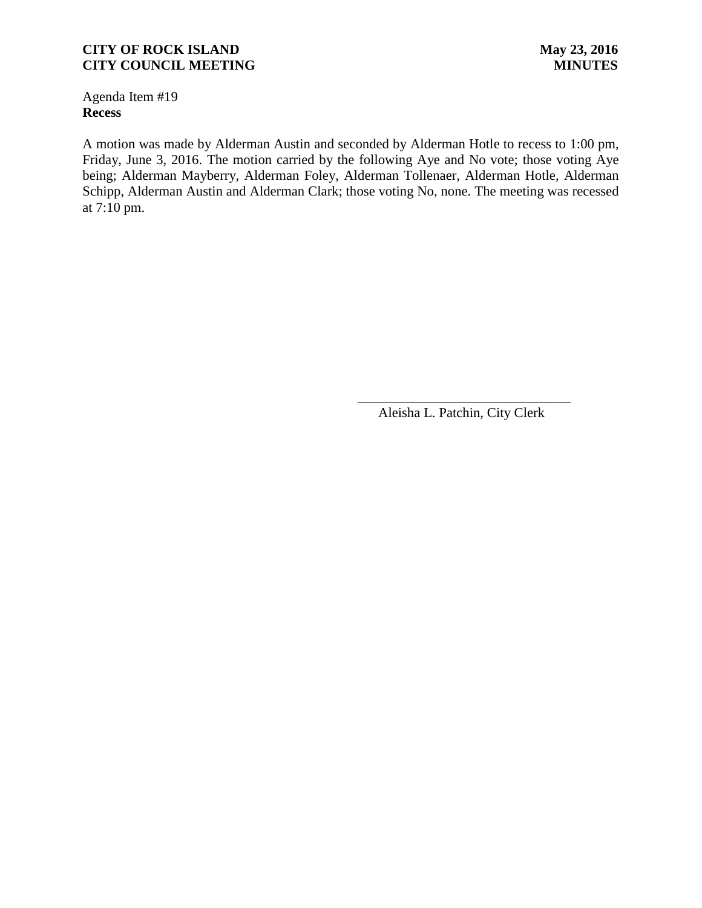Agenda Item #19
**Recess**

A motion was made by Alderman Austin and seconded by Alderman Hotle to recess to 1:00 pm, Friday, June 3, 2016. The motion carried by the following Aye and No vote; those voting Aye being; Alderman Mayberry, Alderman Foley, Alderman Tollenaer, Alderman Hotle, Alderman Schipp, Alderman Austin and Alderman Clark; those voting No, none. The meeting was recessed at 7:10 pm.

\_\_\_\_\_\_\_\_\_\_\_\_\_\_\_\_\_\_\_\_\_\_\_\_\_\_\_\_\_\_\_\_
Aleisha L. Patchin, City Clerk